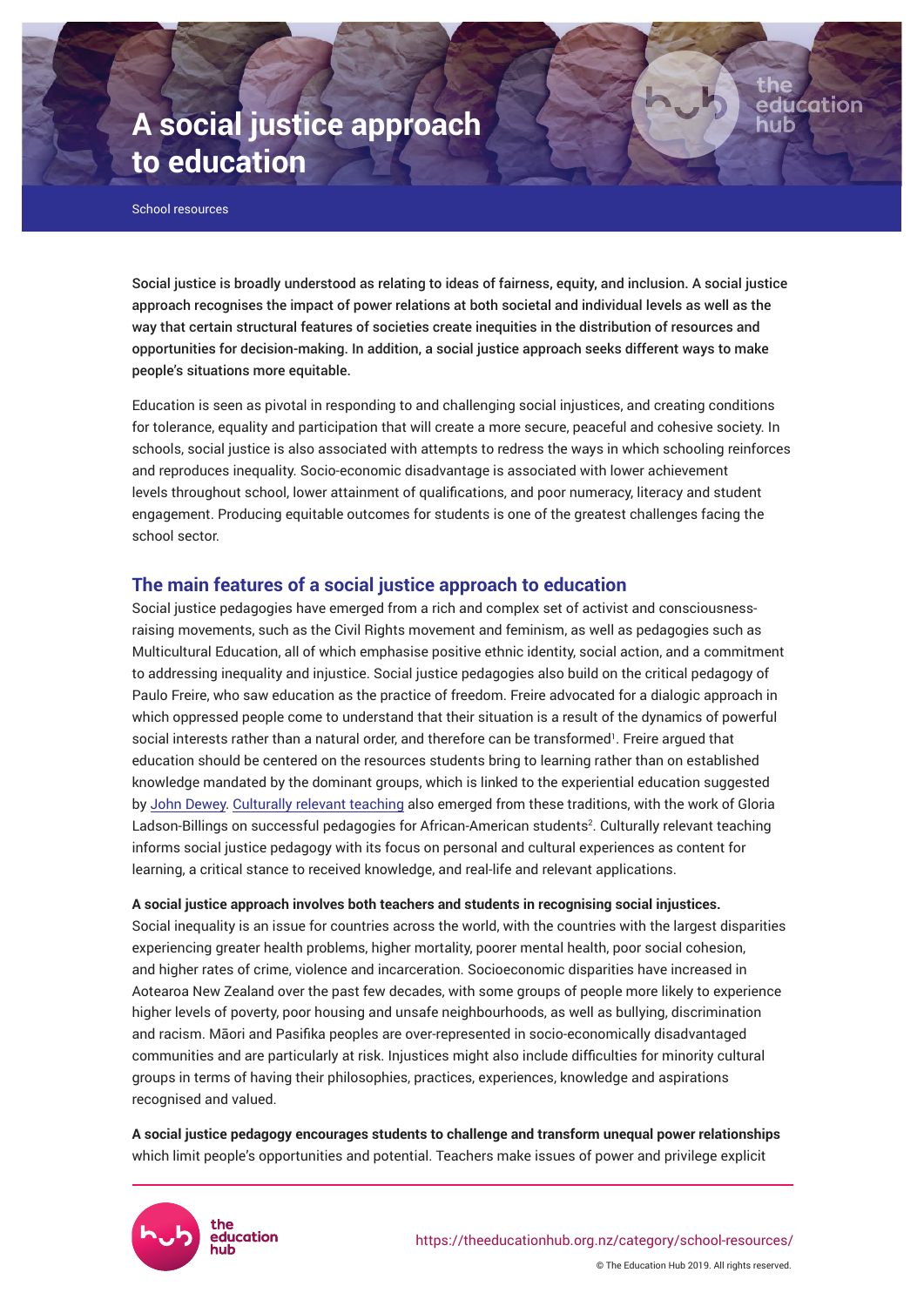# A social justice approach to education

School resources

Social justice is broadly understood as relating to ideas of fairness, equity, and inclusion. A social justice approach recognises the impact of power relations at both societal and individual levels as well as the way that certain structural features of societies create inequities in the distribution of resources and opportunities for decision-making. In addition, a social justice approach seeks different ways to make people's situations more equitable.

Education is seen as pivotal in responding to and challenging social injustices, and creating conditions for tolerance, equality and participation that will create a more secure, peaceful and cohesive society. In schools, social justice is also associated with attempts to redress the ways in which schooling reinforces and reproduces inequality. Socio-economic disadvantage is associated with lower achievement levels throughout school, lower attainment of qualifications, and poor numeracy, literacy and student engagement. Producing equitable outcomes for students is one of the greatest challenges facing the school sector.

## The main features of a social justice approach to education

Social justice pedagogies have emerged from a rich and complex set of activist and consciousness-raising movements, such as the Civil Rights movement and feminism, as well as pedagogies such as Multicultural Education, all of which emphasise positive ethnic identity, social action, and a commitment to addressing inequality and injustice. Social justice pedagogies also build on the critical pedagogy of Paulo Freire, who saw education as the practice of freedom. Freire advocated for a dialogic approach in which oppressed people come to understand that their situation is a result of the dynamics of powerful social interests rather than a natural order, and therefore can be transformed[1]. Freire argued that education should be centered on the resources students bring to learning rather than on established knowledge mandated by the dominant groups, which is linked to the experiential education suggested by John Dewey. Culturally relevant teaching also emerged from these traditions, with the work of Gloria Ladson-Billings on successful pedagogies for African-American students[2]. Culturally relevant teaching informs social justice pedagogy with its focus on personal and cultural experiences as content for learning, a critical stance to received knowledge, and real-life and relevant applications.

**A social justice approach involves both teachers and students in recognising social injustices.** Social inequality is an issue for countries across the world, with the countries with the largest disparities experiencing greater health problems, higher mortality, poorer mental health, poor social cohesion, and higher rates of crime, violence and incarceration. Socioeconomic disparities have increased in Aotearoa New Zealand over the past few decades, with some groups of people more likely to experience higher levels of poverty, poor housing and unsafe neighbourhoods, as well as bullying, discrimination and racism. Māori and Pasifika peoples are over-represented in socio-economically disadvantaged communities and are particularly at risk. Injustices might also include difficulties for minority cultural groups in terms of having their philosophies, practices, experiences, knowledge and aspirations recognised and valued.

**A social justice pedagogy encourages students to challenge and transform unequal power relationships** which limit people's opportunities and potential. Teachers make issues of power and privilege explicit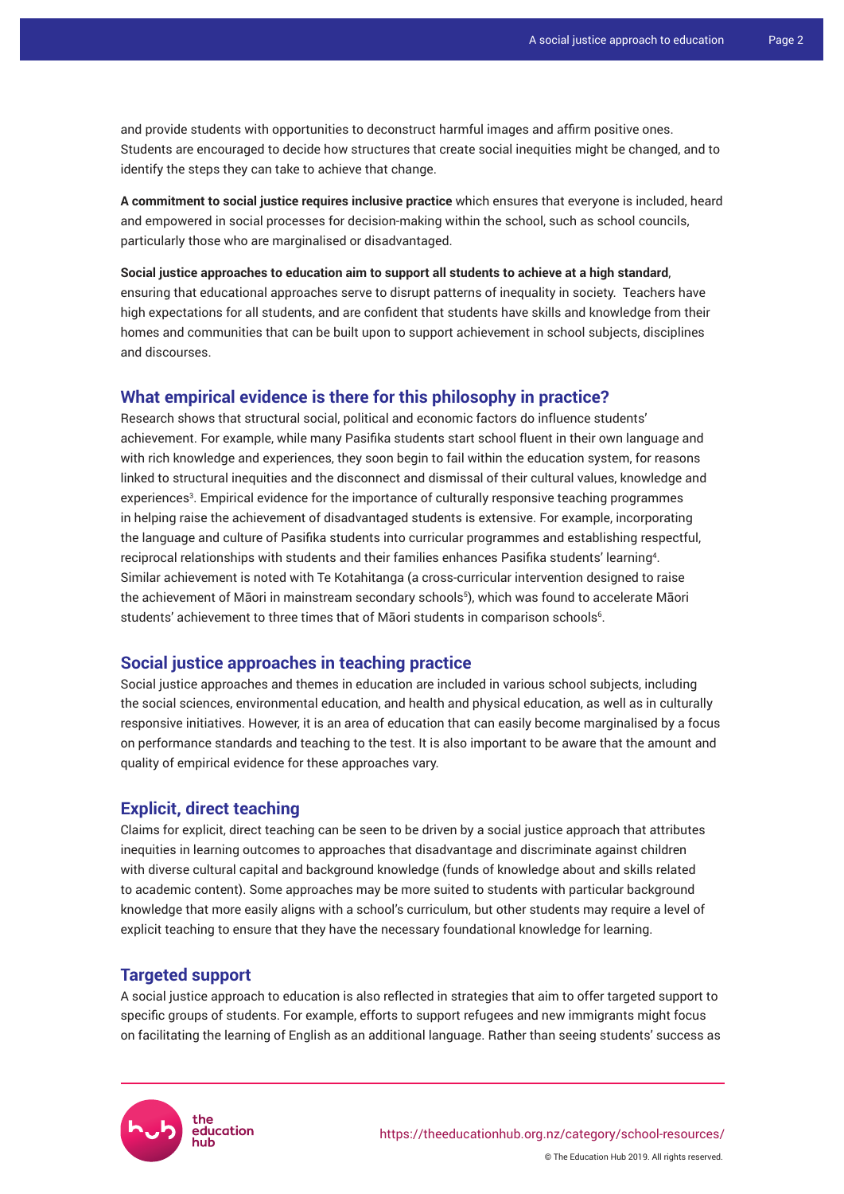and provide students with opportunities to deconstruct harmful images and affirm positive ones. Students are encouraged to decide how structures that create social inequities might be changed, and to identify the steps they can take to achieve that change.

**A commitment to social justice requires inclusive practice** which ensures that everyone is included, heard and empowered in social processes for decision-making within the school, such as school councils, particularly those who are marginalised or disadvantaged.

**Social justice approaches to education aim to support all students to achieve at a high standard**, ensuring that educational approaches serve to disrupt patterns of inequality in society. Teachers have high expectations for all students, and are confident that students have skills and knowledge from their homes and communities that can be built upon to support achievement in school subjects, disciplines and discourses.

## What empirical evidence is there for this philosophy in practice?

Research shows that structural social, political and economic factors do influence students' achievement. For example, while many Pasifika students start school fluent in their own language and with rich knowledge and experiences, they soon begin to fail within the education system, for reasons linked to structural inequities and the disconnect and dismissal of their cultural values, knowledge and experiences[3]. Empirical evidence for the importance of culturally responsive teaching programmes in helping raise the achievement of disadvantaged students is extensive. For example, incorporating the language and culture of Pasifika students into curricular programmes and establishing respectful, reciprocal relationships with students and their families enhances Pasifika students' learning[4]. Similar achievement is noted with Te Kotahitanga (a cross-curricular intervention designed to raise the achievement of Māori in mainstream secondary schools[5]), which was found to accelerate Māori students' achievement to three times that of Māori students in comparison schools[6].

## Social justice approaches in teaching practice

Social justice approaches and themes in education are included in various school subjects, including the social sciences, environmental education, and health and physical education, as well as in culturally responsive initiatives. However, it is an area of education that can easily become marginalised by a focus on performance standards and teaching to the test. It is also important to be aware that the amount and quality of empirical evidence for these approaches vary.

## Explicit, direct teaching

Claims for explicit, direct teaching can be seen to be driven by a social justice approach that attributes inequities in learning outcomes to approaches that disadvantage and discriminate against children with diverse cultural capital and background knowledge (funds of knowledge about and skills related to academic content). Some approaches may be more suited to students with particular background knowledge that more easily aligns with a school's curriculum, but other students may require a level of explicit teaching to ensure that they have the necessary foundational knowledge for learning.

## Targeted support

A social justice approach to education is also reflected in strategies that aim to offer targeted support to specific groups of students. For example, efforts to support refugees and new immigrants might focus on facilitating the learning of English as an additional language. Rather than seeing students' success as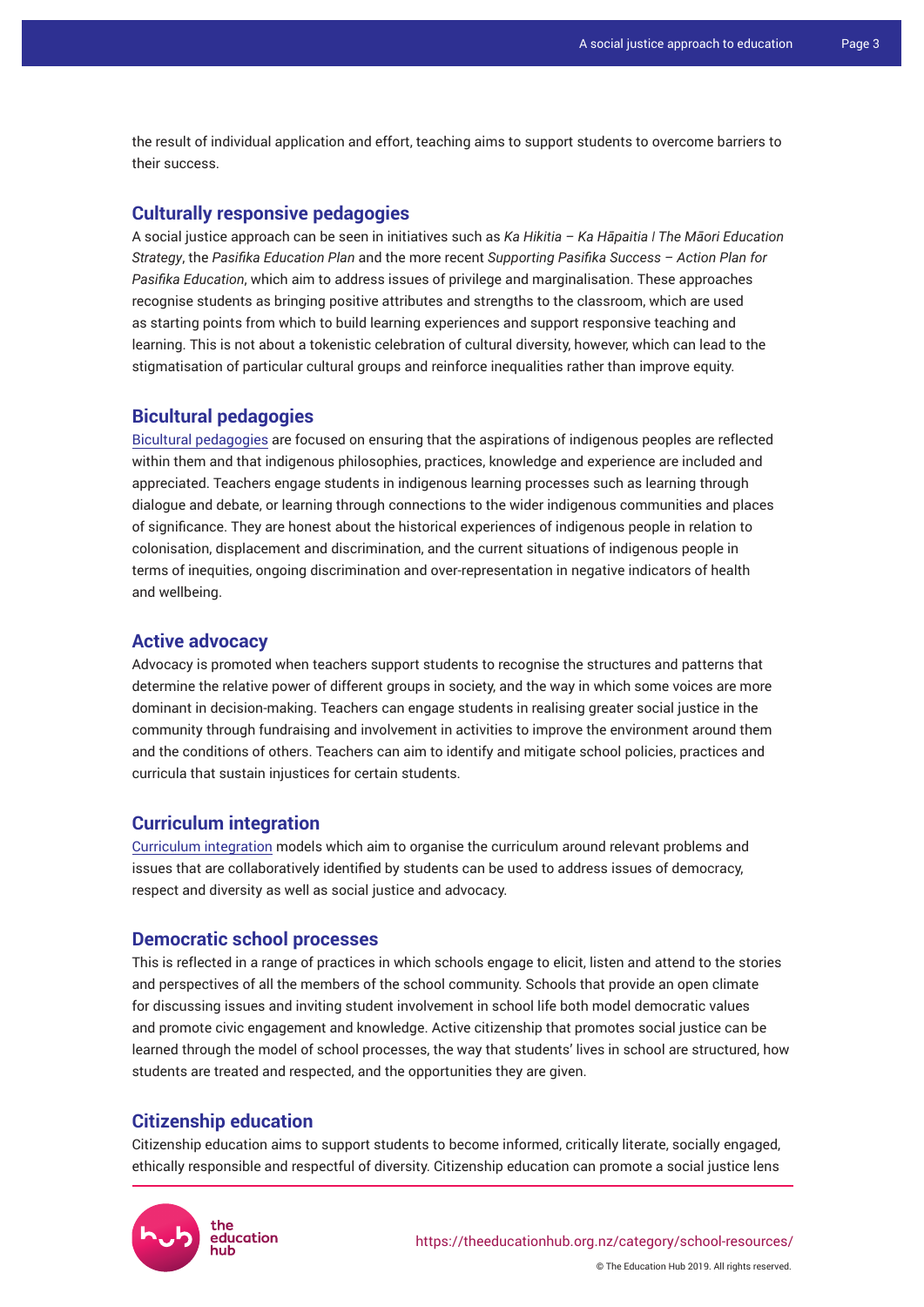the result of individual application and effort, teaching aims to support students to overcome barriers to their success.

## Culturally responsive pedagogies

A social justice approach can be seen in initiatives such as *Ka Hikitia – Ka Hāpaitia | The Māori Education Strategy*, the *Pasifika Education Plan* and the more recent *Supporting Pasifika Success – Action Plan for Pasifika Education*, which aim to address issues of privilege and marginalisation. These approaches recognise students as bringing positive attributes and strengths to the classroom, which are used as starting points from which to build learning experiences and support responsive teaching and learning. This is not about a tokenistic celebration of cultural diversity, however, which can lead to the stigmatisation of particular cultural groups and reinforce inequalities rather than improve equity.

## Bicultural pedagogies

Bicultural pedagogies are focused on ensuring that the aspirations of indigenous peoples are reflected within them and that indigenous philosophies, practices, knowledge and experience are included and appreciated. Teachers engage students in indigenous learning processes such as learning through dialogue and debate, or learning through connections to the wider indigenous communities and places of significance. They are honest about the historical experiences of indigenous people in relation to colonisation, displacement and discrimination, and the current situations of indigenous people in terms of inequities, ongoing discrimination and over-representation in negative indicators of health and wellbeing.

## Active advocacy

Advocacy is promoted when teachers support students to recognise the structures and patterns that determine the relative power of different groups in society, and the way in which some voices are more dominant in decision-making. Teachers can engage students in realising greater social justice in the community through fundraising and involvement in activities to improve the environment around them and the conditions of others. Teachers can aim to identify and mitigate school policies, practices and curricula that sustain injustices for certain students.

## Curriculum integration

Curriculum integration models which aim to organise the curriculum around relevant problems and issues that are collaboratively identified by students can be used to address issues of democracy, respect and diversity as well as social justice and advocacy.

## Democratic school processes

This is reflected in a range of practices in which schools engage to elicit, listen and attend to the stories and perspectives of all the members of the school community. Schools that provide an open climate for discussing issues and inviting student involvement in school life both model democratic values and promote civic engagement and knowledge. Active citizenship that promotes social justice can be learned through the model of school processes, the way that students' lives in school are structured, how students are treated and respected, and the opportunities they are given.

## Citizenship education

Citizenship education aims to support students to become informed, critically literate, socially engaged, ethically responsible and respectful of diversity. Citizenship education can promote a social justice lens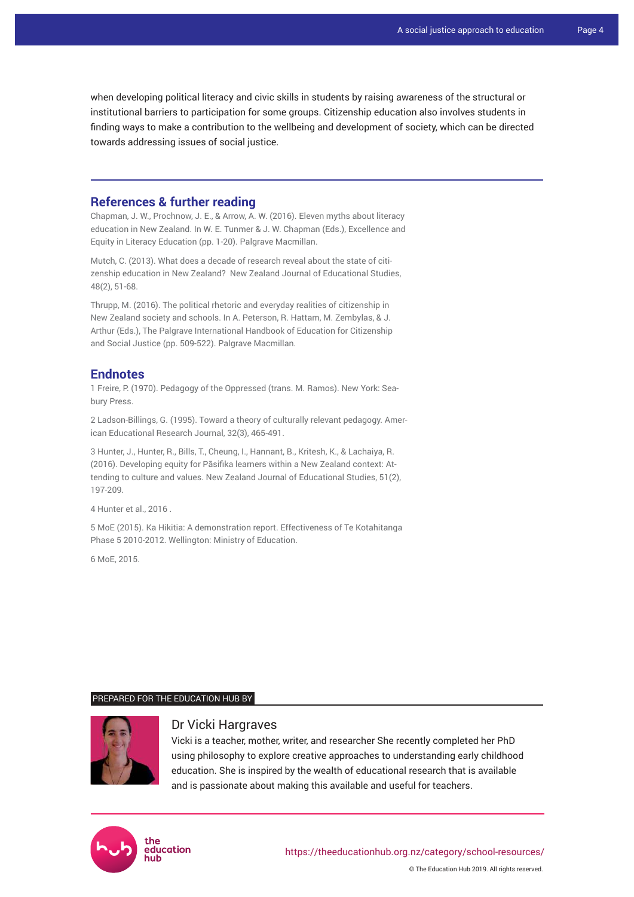when developing political literacy and civic skills in students by raising awareness of the structural or institutional barriers to participation for some groups. Citizenship education also involves students in finding ways to make a contribution to the wellbeing and development of society, which can be directed towards addressing issues of social justice.

## References & further reading

Chapman, J. W., Prochnow, J. E., & Arrow, A. W. (2016). Eleven myths about literacy education in New Zealand. In W. E. Tunmer & J. W. Chapman (Eds.), Excellence and Equity in Literacy Education (pp. 1-20). Palgrave Macmillan.

Mutch, C. (2013). What does a decade of research reveal about the state of citizenship education in New Zealand? New Zealand Journal of Educational Studies, 48(2), 51-68.

Thrupp, M. (2016). The political rhetoric and everyday realities of citizenship in New Zealand society and schools. In A. Peterson, R. Hattam, M. Zembylas, & J. Arthur (Eds.), The Palgrave International Handbook of Education for Citizenship and Social Justice (pp. 509-522). Palgrave Macmillan.

## Endnotes

1 Freire, P. (1970). Pedagogy of the Oppressed (trans. M. Ramos). New York: Seabury Press.

2 Ladson-Billings, G. (1995). Toward a theory of culturally relevant pedagogy. American Educational Research Journal, 32(3), 465-491.

3 Hunter, J., Hunter, R., Bills, T., Cheung, I., Hannant, B., Kritesh, K., & Lachaiya, R. (2016). Developing equity for Pāsifika learners within a New Zealand context: Attending to culture and values. New Zealand Journal of Educational Studies, 51(2), 197-209.

4 Hunter et al., 2016 .

5 MoE (2015). Ka Hikitia: A demonstration report. Effectiveness of Te Kotahitanga Phase 5 2010-2012. Wellington: Ministry of Education.

6 MoE, 2015.

PREPARED FOR THE EDUCATION HUB BY

### Dr Vicki Hargraves

Vicki is a teacher, mother, writer, and researcher She recently completed her PhD using philosophy to explore creative approaches to understanding early childhood education. She is inspired by the wealth of educational research that is available and is passionate about making this available and useful for teachers.

the education hub

https://theeducationhub.org.nz/category/school-resources/

© The Education Hub 2019. All rights reserved.